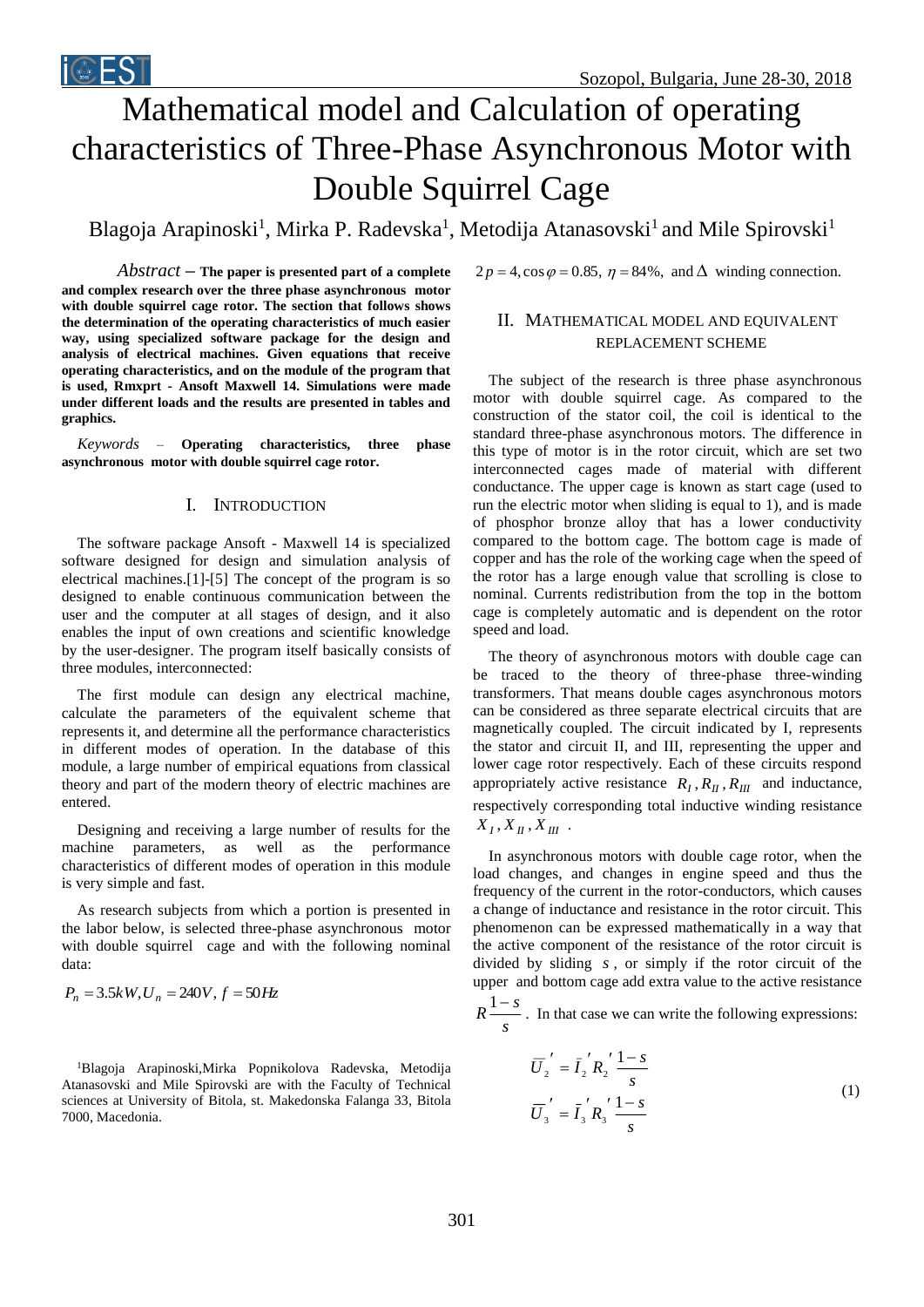# Mathematical model and Calculation of operating characteristics of Three-Phase Asynchronous Motor with Double Squirrel Cage

Blagoja Arapinoski[1], Mirka P. Radevska[1], Metodija Atanasovski[1] and Mile Spirovski[1]

*Abstract* – **The paper is presented part of a complete and complex research over the three phase asynchronous motor with double squirrel cage rotor. The section that follows shows the determination of the operating characteristics of much easier way, using specialized software package for the design and analysis of electrical machines. Given equations that receive operating characteristics, and on the module of the program that is used, Rmxprt - Ansoft Maxwell 14. Simulations were made under different loads and the results are presented in tables and graphics.**

*Keywords* – **Operating characteristics, three phase asynchronous motor with double squirrel cage rotor.**

## I. Introduction

The software package Ansoft - Maxwell 14 is specialized software designed for design and simulation analysis of electrical machines.[1]-[5] The concept of the program is so designed to enable continuous communication between the user and the computer at all stages of design, and it also enables the input of own creations and scientific knowledge by the user-designer. The program itself basically consists of three modules, interconnected:

The first module can design any electrical machine, calculate the parameters of the equivalent scheme that represents it, and determine all the performance characteristics in different modes of operation. In the database of this module, a large number of empirical equations from classical theory and part of the modern theory of electric machines are entered.

Designing and receiving a large number of results for the machine parameters, as well as the performance characteristics of different modes of operation in this module is very simple and fast.

As research subjects from which a portion is presented in the labor below, is selected three-phase asynchronous motor with double squirrel cage and with the following nominal data:

$P_n = 3.5kW, U_n = 240V, f = 50Hz$

$2p = 4, \cos\varphi = 0.85,\ \eta = 84\%,$ and $\Delta$ winding connection.

[1]Blagoja Arapinoski,Mirka Popnikolova Radevska, Metodija Atanasovski and Mile Spirovski are with the Faculty of Technical sciences at University of Bitola, st. Makedonska Falanga 33, Bitola 7000, Macedonia.

## II. Mathematical Model and Equivalent Replacement Scheme

The subject of the research is three phase asynchronous motor with double squirrel cage. As compared to the construction of the stator coil, the coil is identical to the standard three-phase asynchronous motors. The difference in this type of motor is in the rotor circuit, which are set two interconnected cages made of material with different conductance. The upper cage is known as start cage (used to run the electric motor when sliding is equal to 1), and is made of phosphor bronze alloy that has a lower conductivity compared to the bottom cage. The bottom cage is made of copper and has the role of the working cage when the speed of the rotor has a large enough value that scrolling is close to nominal. Currents redistribution from the top in the bottom cage is completely automatic and is dependent on the rotor speed and load.

The theory of asynchronous motors with double cage can be traced to the theory of three-phase three-winding transformers. That means double cages asynchronous motors can be considered as three separate electrical circuits that are magnetically coupled. The circuit indicated by I, represents the stator and circuit II, and III, representing the upper and lower cage rotor respectively. Each of these circuits respond appropriately active resistance $R_I, R_{II}, R_{III}$ and inductance, respectively corresponding total inductive winding resistance $X_I, X_{II}, X_{III}$.

In asynchronous motors with double cage rotor, when the load changes, and changes in engine speed and thus the frequency of the current in the rotor-conductors, which causes a change of inductance and resistance in the rotor circuit. This phenomenon can be expressed mathematically in a way that the active component of the resistance of the rotor circuit is divided by sliding $s$, or simply if the rotor circuit of the upper and bottom cage add extra value to the active resistance $R\frac{1-s}{s}$. In that case we can write the following expressions:

$$
\begin{aligned}
\overline{U}_2{}' &= \bar{I}_2{}' R_2{}' \frac{1-s}{s} \\
\overline{U}_3{}' &= \bar{I}_3{}' R_3{}' \frac{1-s}{s}
\end{aligned}
\tag{1}
$$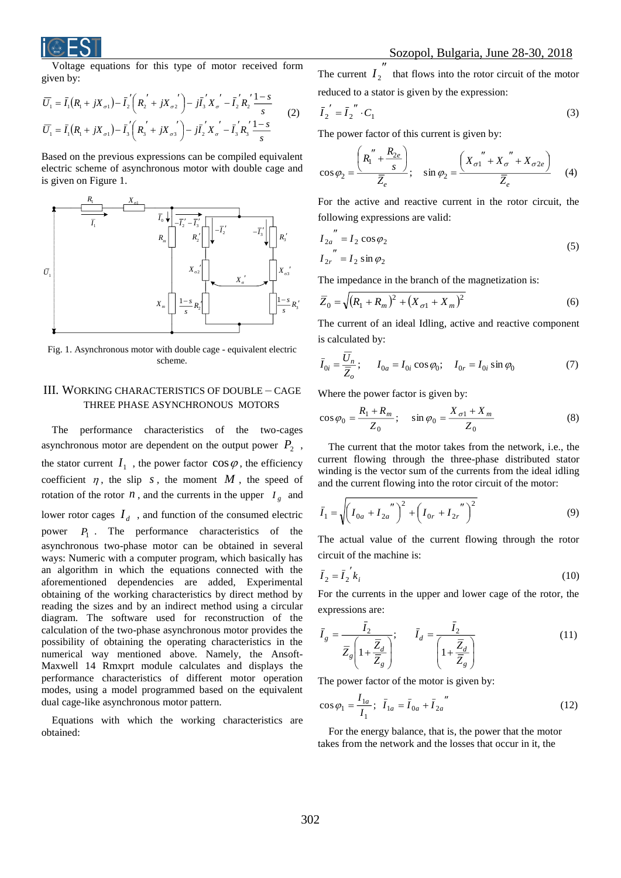Voltage equations for this type of motor received form given by:

$$\bar{U}_1 = \bar{I}_1(R_1 + jX_{\sigma 1}) - \bar{I}_2'\left(R_2' + jX_{\sigma 2}'\right) - j\bar{I}_3'X_\sigma' - \bar{I}_2'R_2'\frac{1-s}{s}$$
$$\bar{U}_1 = \bar{I}_1(R_1 + jX_{\sigma 1}) - \bar{I}_3'\left(R_3' + jX_{\sigma 3}'\right) - j\bar{I}_2'X_\sigma' - \bar{I}_3'R_3'\frac{1-s}{s} \quad (2)$$

Based on the previous expressions can be compiled equivalent electric scheme of asynchronous motor with double cage and is given on Figure 1.

Fig. 1. Asynchronous motor with double cage - equivalent electric scheme.

## III. Working Characteristics of Double – Cage Three Phase Asynchronous Motors

The performance characteristics of the two-cages asynchronous motor are dependent on the output power $P_2$, the stator current $I_1$, the power factor $\cos\varphi$, the efficiency coefficient $\eta$, the slip $s$, the moment $M$, the speed of rotation of the rotor $n$, and the currents in the upper $I_g$ and lower rotor cages $I_d$, and function of the consumed electric power $P_1$. The performance characteristics of the asynchronous two-phase motor can be obtained in several ways: Numeric with a computer program, which basically has an algorithm in which the equations connected with the aforementioned dependencies are added, Experimental obtaining of the working characteristics by direct method by reading the sizes and by an indirect method using a circular diagram. The software used for reconstruction of the calculation of the two-phase asynchronous motor provides the possibility of obtaining the operating characteristics in the numerical way mentioned above. Namely, the Ansoft-Maxwell 14 Rmxprt module calculates and displays the performance characteristics of different motor operation modes, using a model programmed based on the equivalent dual cage-like asynchronous motor pattern.

Equations with which the working characteristics are obtained:

The current $I_2''$ that flows into the rotor circuit of the motor reduced to a stator is given by the expression:

$$\bar{I}_2' = \bar{I}_2'' \cdot C_1 \quad (3)$$

The power factor of this current is given by:

$$\cos\varphi_2 = \frac{\left(R_1'' + \dfrac{R_{2e}}{s}\right)}{\bar{Z}_e}; \quad \sin\varphi_2 = \frac{\left(X_{\sigma 1}'' + X_\sigma'' + X_{\sigma 2e}\right)}{\bar{Z}_e} \quad (4)$$

For the active and reactive current in the rotor circuit, the following expressions are valid:

$$I_{2a}'' = I_2\cos\varphi_2$$
$$I_{2r}'' = I_2\sin\varphi_2 \quad (5)$$

The impedance in the branch of the magnetization is:

$$\bar{Z}_0 = \sqrt{(R_1 + R_m)^2 + (X_{\sigma 1} + X_m)^2} \quad (6)$$

The current of an ideal Idling, active and reactive component is calculated by:

$$\bar{I}_{0i} = \frac{\bar{U}_n}{\bar{Z}_o}; \quad I_{0a} = I_{0i}\cos\varphi_0; \quad I_{0r} = I_{0i}\sin\varphi_0 \quad (7)$$

Where the power factor is given by:

$$\cos\varphi_0 = \frac{R_1 + R_m}{Z_0}; \quad \sin\varphi_0 = \frac{X_{\sigma 1} + X_m}{Z_0} \quad (8)$$

The current that the motor takes from the network, i.e., the current flowing through the three-phase distributed stator winding is the vector sum of the currents from the ideal idling and the current flowing into the rotor circuit of the motor:

$$\bar{I}_1 = \sqrt{\left(I_{0a} + I_{2a}''\right)^2 + \left(I_{0r} + I_{2r}''\right)^2} \quad (9)$$

The actual value of the current flowing through the rotor circuit of the machine is:

$$\bar{I}_2 = \bar{I}_2' k_i \quad (10)$$

For the currents in the upper and lower cage of the rotor, the expressions are:

$$\bar{I}_g = \frac{\bar{I}_2}{\bar{Z}_g\left(1 + \dfrac{\bar{Z}_d}{\bar{Z}_g}\right)}; \quad \bar{I}_d = \frac{\bar{I}_2}{\left(1 + \dfrac{\bar{Z}_d}{\bar{Z}_g}\right)} \quad (11)$$

The power factor of the motor is given by:

$$\cos\varphi_1 = \frac{I_{1a}}{I_1}; \; \bar{I}_{1a} = \bar{I}_{0a} + \bar{I}_{2a}'' \quad (12)$$

For the energy balance, that is, the power that the motor takes from the network and the losses that occur in it, the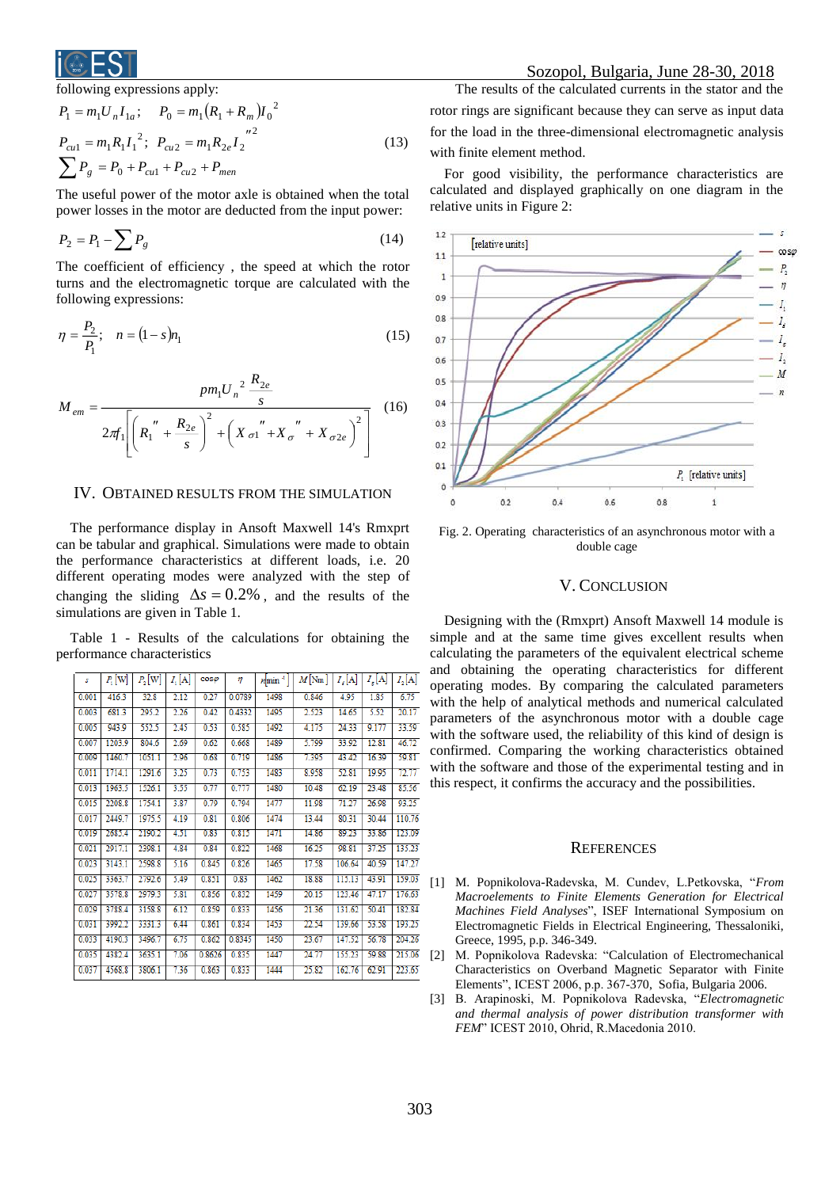following expressions apply:

$$P_1 = m_1 U_n I_{1a}; \quad P_0 = m_1 (R_1 + R_m) I_0^{\,2}$$
$$P_{cu1} = m_1 R_1 I_1^{\,2}; \;\; P_{cu2} = m_1 R_{2e} I_2^{\,\prime\prime 2} \tag{13}$$
$$\sum P_g = P_0 + P_{cu1} + P_{cu2} + P_{men}$$

The useful power of the motor axle is obtained when the total power losses in the motor are deducted from the input power:

$$P_2 = P_1 - \sum P_g \tag{14}$$

The coefficient of efficiency , the speed at which the rotor turns and the electromagnetic torque are calculated with the following expressions:

$$\eta = \frac{P_2}{P_1}; \quad n = (1 - s) n_1 \tag{15}$$

$$M_{em} = \frac{p m_1 U_n^{\,2} \dfrac{R_{2e}}{s}}{2\pi f_1 \left[ \left( R_1'' + \dfrac{R_{2e}}{s} \right)^2 + \left( X_{\sigma 1}'' + X_{\sigma}'' + X_{\sigma 2e} \right)^2 \right]} \tag{16}$$

## IV. Obtained Results from the Simulation

The performance display in Ansoft Maxwell 14's Rmxprt can be tabular and graphical. Simulations were made to obtain the performance characteristics at different loads, i.e. 20 different operating modes were analyzed with the step of changing the sliding $\Delta s = 0.2\%$, and the results of the simulations are given in Table 1.

Table 1 - Results of the calculations for obtaining the performance characteristics

| $s$ | $P_1$ [W] | $P_2$ [W] | $I_1$ [A] | $\cos\varphi$ | $\eta$ | $n$[min$^{-1}$] | $M$ [Nm] | $I_s$ [A] | $I_r$ [A] | $I_2$ [A] |
|---|---|---|---|---|---|---|---|---|---|---|
| 0.001 | 416.3 | 32.8 | 2.12 | 0.27 | 0.0789 | 1498 | 0.846 | 4.95 | 1.85 | 6.75 |
| 0.003 | 681.3 | 295.2 | 2.26 | 0.42 | 0.4332 | 1495 | 2.523 | 14.65 | 5.52 | 20.17 |
| 0.005 | 943.9 | 552.5 | 2.45 | 0.53 | 0.585 | 1492 | 4.175 | 24.33 | 9.177 | 33.39 |
| 0.007 | 1203.9 | 804.6 | 2.69 | 0.62 | 0.668 | 1489 | 5.799 | 33.92 | 12.81 | 46.72 |
| 0.009 | 1460.7 | 1051.1 | 2.96 | 0.68 | 0.719 | 1486 | 7.395 | 43.42 | 16.39 | 59.81 |
| 0.011 | 1714.1 | 1291.6 | 3.25 | 0.73 | 0.753 | 1483 | 8.958 | 52.81 | 19.95 | 72.77 |
| 0.013 | 1963.5 | 1526.1 | 3.55 | 0.77 | 0.777 | 1480 | 10.48 | 62.19 | 23.48 | 85.36 |
| 0.015 | 2208.8 | 1754.1 | 3.87 | 0.79 | 0.794 | 1477 | 11.98 | 71.27 | 26.98 | 98.25 |
| 0.017 | 2449.7 | 1975.5 | 4.19 | 0.81 | 0.806 | 1474 | 13.44 | 80.31 | 30.44 | 110.76 |
| 0.019 | 2685.4 | 2190.2 | 4.51 | 0.83 | 0.815 | 1471 | 14.86 | 89.23 | 33.86 | 123.09 |
| 0.021 | 2917.1 | 2398.1 | 4.84 | 0.84 | 0.822 | 1468 | 16.25 | 98.81 | 37.25 | 135.23 |
| 0.023 | 3143.1 | 2598.8 | 5.16 | 0.845 | 0.826 | 1465 | 17.58 | 106.64 | 40.59 | 147.27 |
| 0.025 | 3363.7 | 2792.6 | 5.49 | 0.851 | 0.83 | 1462 | 18.88 | 115.13 | 43.91 | 159.03 |
| 0.027 | 3578.8 | 2979.3 | 5.81 | 0.856 | 0.832 | 1459 | 20.15 | 123.46 | 47.17 | 176.63 |
| 0.029 | 3788.4 | 3158.8 | 6.12 | 0.859 | 0.833 | 1456 | 21.36 | 131.62 | 50.41 | 182.84 |
| 0.031 | 3992.2 | 3331.3 | 6.44 | 0.861 | 0.834 | 1453 | 22.54 | 139.66 | 53.58 | 193.25 |
| 0.033 | 4190.3 | 3496.7 | 6.75 | 0.862 | 0.8345 | 1450 | 23.67 | 147.52 | 56.78 | 204.26 |
| 0.035 | 4382.4 | 3635.1 | 7.06 | 0.8626 | 0.835 | 1447 | 24.77 | 155.23 | 59.88 | 215.06 |
| 0.037 | 4568.8 | 3806.1 | 7.36 | 0.863 | 0.833 | 1444 | 25.82 | 162.76 | 62.91 | 223.65 |

The results of the calculated currents in the stator and the rotor rings are significant because they can serve as input data for the load in the three-dimensional electromagnetic analysis with finite element method.

For good visibility, the performance characteristics are calculated and displayed graphically on one diagram in the relative units in Figure 2:

Fig. 2. Operating characteristics of an asynchronous motor with a double cage

## V. Conclusion

Designing with the (Rmxprt) Ansoft Maxwell 14 module is simple and at the same time gives excellent results when calculating the parameters of the equivalent electrical scheme and obtaining the operating characteristics for different operating modes. By comparing the calculated parameters with the help of analytical methods and numerical calculated parameters of the asynchronous motor with a double cage with the software used, the reliability of this kind of design is confirmed. Comparing the working characteristics obtained with the software and those of the experimental testing and in this respect, it confirms the accuracy and the possibilities.

## References

[1] M. Popnikolova-Radevska, M. Cundev, L.Petkovska, "*From Macroelements to Finite Elements Generation for Electrical Machines Field Analyses*", ISEF International Symposium on Electromagnetic Fields in Electrical Engineering, Thessaloniki, Greece, 1995, p.p. 346-349.

[2] M. Popnikolova Radevska: "Calculation of Electromechanical Characteristics on Overband Magnetic Separator with Finite Elements", ICEST 2006, p.p. 367-370, Sofia, Bulgaria 2006.

[3] B. Arapinoski, M. Popnikolova Radevska, "*Electromagnetic and thermal analysis of power distribution transformer with FEM*" ICEST 2010, Ohrid, R.Macedonia 2010.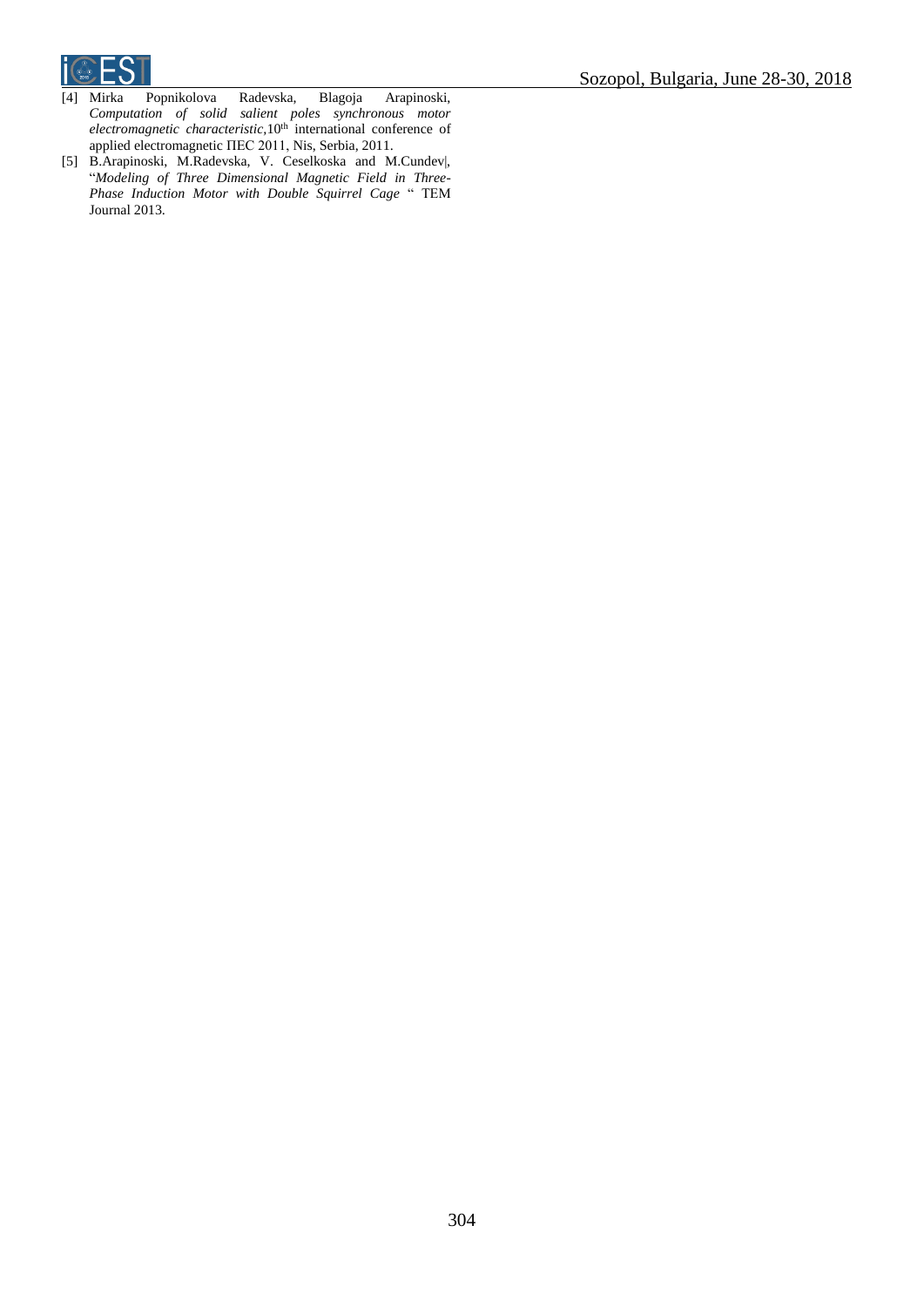[4] Mirka Popnikolova Radevska, Blagoja Arapinoski, *Computation of solid salient poles synchronous motor electromagnetic characteristic*,10[th] international conference of applied electromagnetic ПЕС 2011, Nis, Serbia, 2011.

[5] B.Arapinoski, M.Radevska, V. Ceselkoska and M.Cundev|, "*Modeling of Three Dimensional Magnetic Field in Three-Phase Induction Motor with Double Squirrel Cage* " TEM Journal 2013.